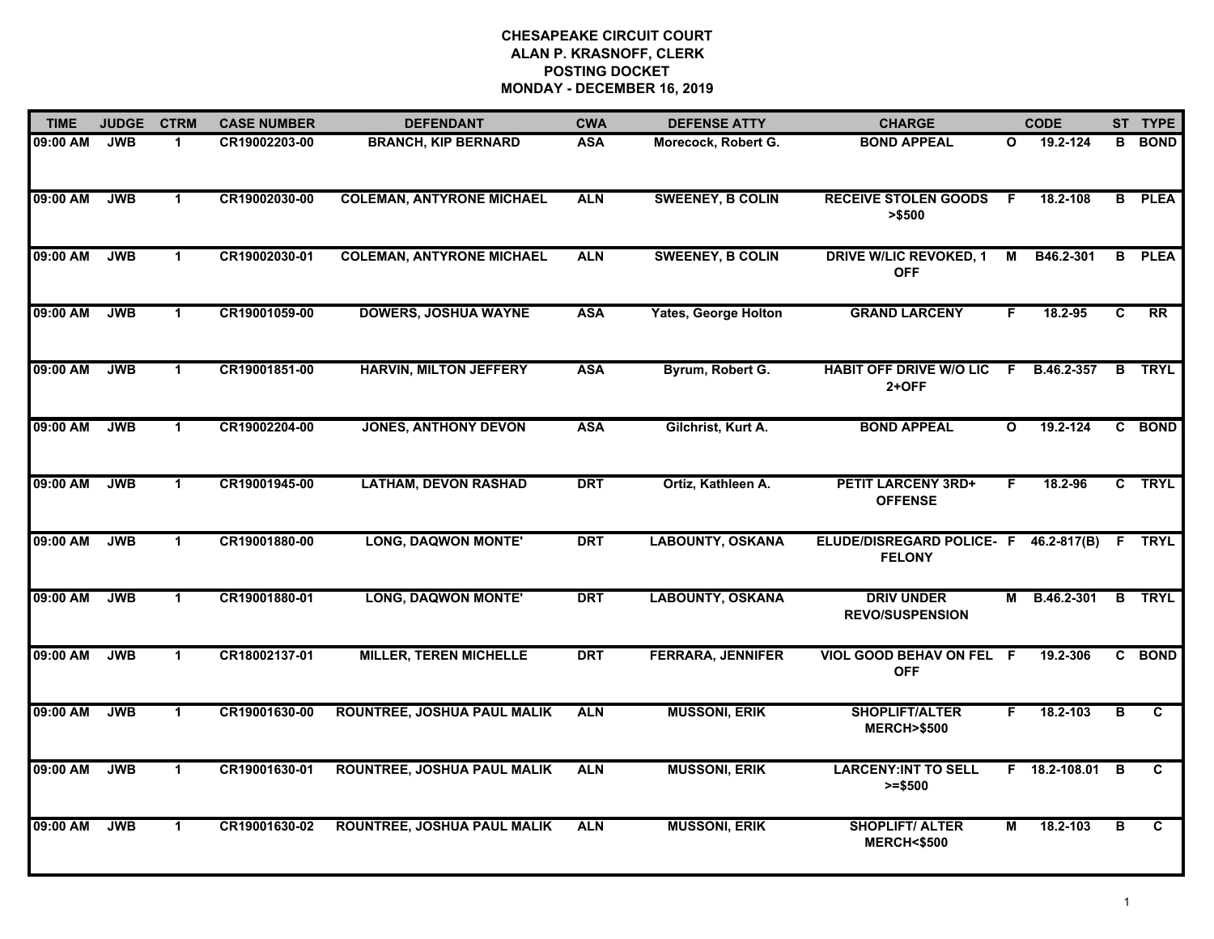# CHESAPEAKE CIRCUIT COURT
## ALAN P. KRASNOFF, CLERK
## POSTING DOCKET
## MONDAY - DECEMBER 16, 2019

| TIME | JUDGE | CTRM | CASE NUMBER | DEFENDANT | CWA | DEFENSE ATTY | CHARGE | | CODE | ST | TYPE |
|---|---|---|---|---|---|---|---|---|---|---|---|
| 09:00 AM | JWB | 1 | CR19002203-00 | BRANCH, KIP BERNARD | ASA | Morecock, Robert G. | BOND APPEAL | O | 19.2-124 | B | BOND |
| 09:00 AM | JWB | 1 | CR19002030-00 | COLEMAN, ANTYRONE MICHAEL | ALN | SWEENEY, B COLIN | RECEIVE STOLEN GOODS >$500 | F | 18.2-108 | B | PLEA |
| 09:00 AM | JWB | 1 | CR19002030-01 | COLEMAN, ANTYRONE MICHAEL | ALN | SWEENEY, B COLIN | DRIVE W/LIC REVOKED, 1 OFF | M | B46.2-301 | B | PLEA |
| 09:00 AM | JWB | 1 | CR19001059-00 | DOWERS, JOSHUA WAYNE | ASA | Yates, George Holton | GRAND LARCENY | F | 18.2-95 | C | RR |
| 09:00 AM | JWB | 1 | CR19001851-00 | HARVIN, MILTON JEFFERY | ASA | Byrum, Robert G. | HABIT OFF DRIVE W/O LIC 2+OFF | F | B.46.2-357 | B | TRYL |
| 09:00 AM | JWB | 1 | CR19002204-00 | JONES, ANTHONY DEVON | ASA | Gilchrist, Kurt A. | BOND APPEAL | O | 19.2-124 | C | BOND |
| 09:00 AM | JWB | 1 | CR19001945-00 | LATHAM, DEVON RASHAD | DRT | Ortiz, Kathleen A. | PETIT LARCENY 3RD+ OFFENSE | F | 18.2-96 | C | TRYL |
| 09:00 AM | JWB | 1 | CR19001880-00 | LONG, DAQWON MONTE' | DRT | LABOUNTY, OSKANA | ELUDE/DISREGARD POLICE-FELONY | F | 46.2-817(B) | F | TRYL |
| 09:00 AM | JWB | 1 | CR19001880-01 | LONG, DAQWON MONTE' | DRT | LABOUNTY, OSKANA | DRIV UNDER REVO/SUSPENSION | M | B.46.2-301 | B | TRYL |
| 09:00 AM | JWB | 1 | CR18002137-01 | MILLER, TEREN MICHELLE | DRT | FERRARA, JENNIFER | VIOL GOOD BEHAV ON FEL OFF | F | 19.2-306 | C | BOND |
| 09:00 AM | JWB | 1 | CR19001630-00 | ROUNTREE, JOSHUA PAUL MALIK | ALN | MUSSONI, ERIK | SHOPLIFT/ALTER MERCH>$500 | F | 18.2-103 | B | C |
| 09:00 AM | JWB | 1 | CR19001630-01 | ROUNTREE, JOSHUA PAUL MALIK | ALN | MUSSONI, ERIK | LARCENY:INT TO SELL >=$500 | F | 18.2-108.01 | B | C |
| 09:00 AM | JWB | 1 | CR19001630-02 | ROUNTREE, JOSHUA PAUL MALIK | ALN | MUSSONI, ERIK | SHOPLIFT/ ALTER MERCH<$500 | M | 18.2-103 | B | C |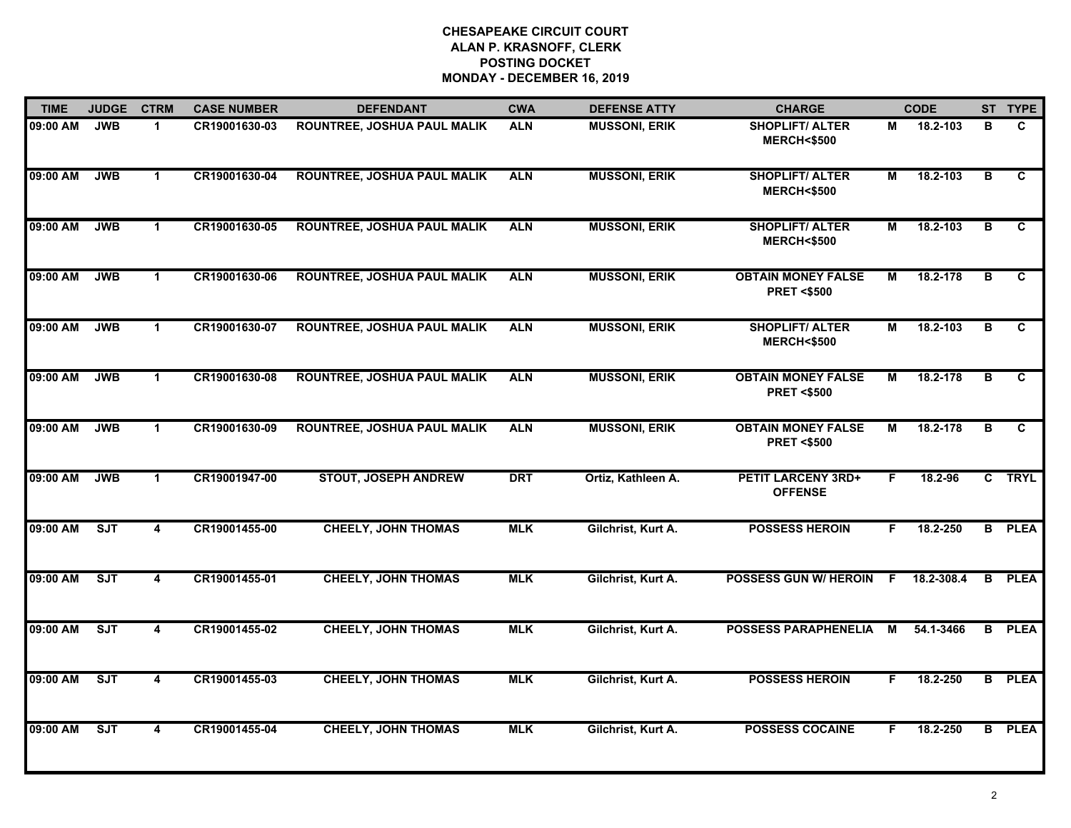# CHESAPEAKE CIRCUIT COURT
## ALAN P. KRASNOFF, CLERK
## POSTING DOCKET
## MONDAY - DECEMBER 16, 2019

| TIME | JUDGE | CTRM | CASE NUMBER | DEFENDANT | CWA | DEFENSE ATTY | CHARGE | | CODE | ST | TYPE |
|---|---|---|---|---|---|---|---|---|---|---|---|
| 09:00 AM | JWB | 1 | CR19001630-03 | ROUNTREE, JOSHUA PAUL MALIK | ALN | MUSSONI, ERIK | SHOPLIFT/ ALTER MERCH<$500 | M | 18.2-103 | B | C |
| 09:00 AM | JWB | 1 | CR19001630-04 | ROUNTREE, JOSHUA PAUL MALIK | ALN | MUSSONI, ERIK | SHOPLIFT/ ALTER MERCH<$500 | M | 18.2-103 | B | C |
| 09:00 AM | JWB | 1 | CR19001630-05 | ROUNTREE, JOSHUA PAUL MALIK | ALN | MUSSONI, ERIK | SHOPLIFT/ ALTER MERCH<$500 | M | 18.2-103 | B | C |
| 09:00 AM | JWB | 1 | CR19001630-06 | ROUNTREE, JOSHUA PAUL MALIK | ALN | MUSSONI, ERIK | OBTAIN MONEY FALSE PRET <$500 | M | 18.2-178 | B | C |
| 09:00 AM | JWB | 1 | CR19001630-07 | ROUNTREE, JOSHUA PAUL MALIK | ALN | MUSSONI, ERIK | SHOPLIFT/ ALTER MERCH<$500 | M | 18.2-103 | B | C |
| 09:00 AM | JWB | 1 | CR19001630-08 | ROUNTREE, JOSHUA PAUL MALIK | ALN | MUSSONI, ERIK | OBTAIN MONEY FALSE PRET <$500 | M | 18.2-178 | B | C |
| 09:00 AM | JWB | 1 | CR19001630-09 | ROUNTREE, JOSHUA PAUL MALIK | ALN | MUSSONI, ERIK | OBTAIN MONEY FALSE PRET <$500 | M | 18.2-178 | B | C |
| 09:00 AM | JWB | 1 | CR19001947-00 | STOUT, JOSEPH ANDREW | DRT | Ortiz, Kathleen A. | PETIT LARCENY 3RD+ OFFENSE | F | 18.2-96 | C | TRYL |
| 09:00 AM | SJT | 4 | CR19001455-00 | CHEELY, JOHN THOMAS | MLK | Gilchrist, Kurt A. | POSSESS HEROIN | F | 18.2-250 | B | PLEA |
| 09:00 AM | SJT | 4 | CR19001455-01 | CHEELY, JOHN THOMAS | MLK | Gilchrist, Kurt A. | POSSESS GUN W/ HEROIN | F | 18.2-308.4 | B | PLEA |
| 09:00 AM | SJT | 4 | CR19001455-02 | CHEELY, JOHN THOMAS | MLK | Gilchrist, Kurt A. | POSSESS PARAPHENELIA | M | 54.1-3466 | B | PLEA |
| 09:00 AM | SJT | 4 | CR19001455-03 | CHEELY, JOHN THOMAS | MLK | Gilchrist, Kurt A. | POSSESS HEROIN | F | 18.2-250 | B | PLEA |
| 09:00 AM | SJT | 4 | CR19001455-04 | CHEELY, JOHN THOMAS | MLK | Gilchrist, Kurt A. | POSSESS COCAINE | F | 18.2-250 | B | PLEA |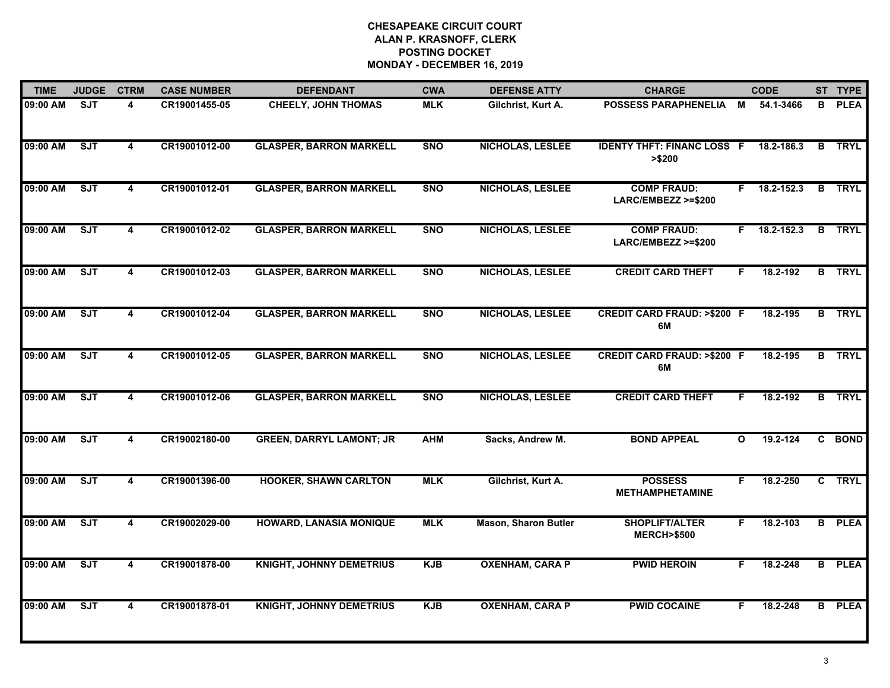# CHESAPEAKE CIRCUIT COURT
## ALAN P. KRASNOFF, CLERK
## POSTING DOCKET
## MONDAY - DECEMBER 16, 2019

| TIME | JUDGE | CTRM | CASE NUMBER | DEFENDANT | CWA | DEFENSE ATTY | CHARGE | | CODE | ST | TYPE |
|---|---|---|---|---|---|---|---|---|---|---|---|
| 09:00 AM | SJT | 4 | CR19001455-05 | CHEELY, JOHN THOMAS | MLK | Gilchrist, Kurt A. | POSSESS PARAPHENELIA | M | 54.1-3466 | B | PLEA |
| 09:00 AM | SJT | 4 | CR19001012-00 | GLASPER, BARRON MARKELL | SNO | NICHOLAS, LESLEE | IDENTY THFT: FINANC LOSS >$200 | F | 18.2-186.3 | B | TRYL |
| 09:00 AM | SJT | 4 | CR19001012-01 | GLASPER, BARRON MARKELL | SNO | NICHOLAS, LESLEE | COMP FRAUD: LARC/EMBEZZ >=$200 | F | 18.2-152.3 | B | TRYL |
| 09:00 AM | SJT | 4 | CR19001012-02 | GLASPER, BARRON MARKELL | SNO | NICHOLAS, LESLEE | COMP FRAUD: LARC/EMBEZZ >=$200 | F | 18.2-152.3 | B | TRYL |
| 09:00 AM | SJT | 4 | CR19001012-03 | GLASPER, BARRON MARKELL | SNO | NICHOLAS, LESLEE | CREDIT CARD THEFT | F | 18.2-192 | B | TRYL |
| 09:00 AM | SJT | 4 | CR19001012-04 | GLASPER, BARRON MARKELL | SNO | NICHOLAS, LESLEE | CREDIT CARD FRAUD: >$200 6M | F | 18.2-195 | B | TRYL |
| 09:00 AM | SJT | 4 | CR19001012-05 | GLASPER, BARRON MARKELL | SNO | NICHOLAS, LESLEE | CREDIT CARD FRAUD: >$200 6M | F | 18.2-195 | B | TRYL |
| 09:00 AM | SJT | 4 | CR19001012-06 | GLASPER, BARRON MARKELL | SNO | NICHOLAS, LESLEE | CREDIT CARD THEFT | F | 18.2-192 | B | TRYL |
| 09:00 AM | SJT | 4 | CR19002180-00 | GREEN, DARRYL LAMONT; JR | AHM | Sacks, Andrew M. | BOND APPEAL | O | 19.2-124 | C | BOND |
| 09:00 AM | SJT | 4 | CR19001396-00 | HOOKER, SHAWN CARLTON | MLK | Gilchrist, Kurt A. | POSSESS METHAMPHETAMINE | F | 18.2-250 | C | TRYL |
| 09:00 AM | SJT | 4 | CR19002029-00 | HOWARD, LANASIA MONIQUE | MLK | Mason, Sharon Butler | SHOPLIFT/ALTER MERCH>$500 | F | 18.2-103 | B | PLEA |
| 09:00 AM | SJT | 4 | CR19001878-00 | KNIGHT, JOHNNY DEMETRIUS | KJB | OXENHAM, CARA P | PWID HEROIN | F | 18.2-248 | B | PLEA |
| 09:00 AM | SJT | 4 | CR19001878-01 | KNIGHT, JOHNNY DEMETRIUS | KJB | OXENHAM, CARA P | PWID COCAINE | F | 18.2-248 | B | PLEA |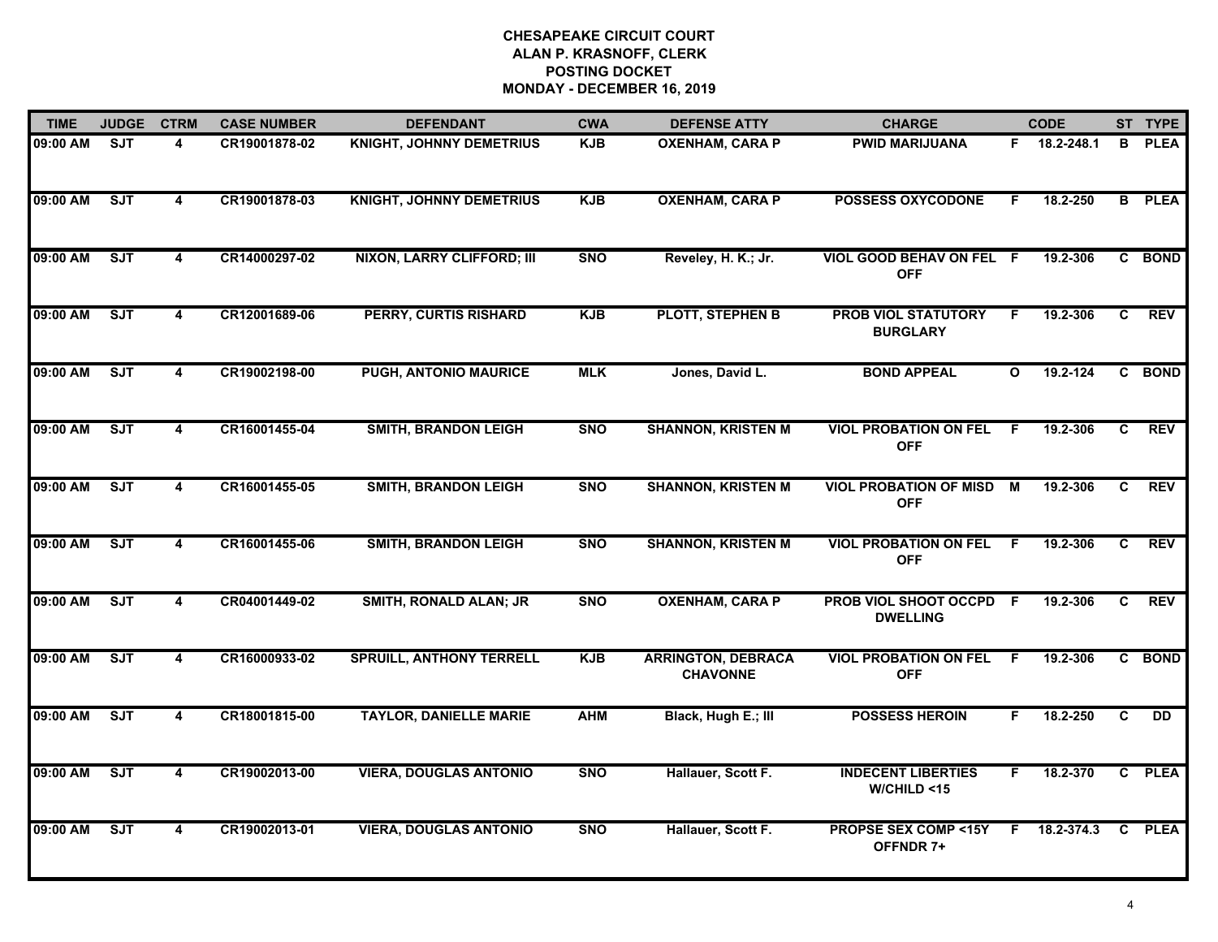# CHESAPEAKE CIRCUIT COURT
## ALAN P. KRASNOFF, CLERK
## POSTING DOCKET
## MONDAY - DECEMBER 16, 2019

| TIME | JUDGE | CTRM | CASE NUMBER | DEFENDANT | CWA | DEFENSE ATTY | CHARGE | | CODE | ST | TYPE |
|---|---|---|---|---|---|---|---|---|---|---|---|
| 09:00 AM | SJT | 4 | CR19001878-02 | KNIGHT, JOHNNY DEMETRIUS | KJB | OXENHAM, CARA P | PWID MARIJUANA | F | 18.2-248.1 | B | PLEA |
| 09:00 AM | SJT | 4 | CR19001878-03 | KNIGHT, JOHNNY DEMETRIUS | KJB | OXENHAM, CARA P | POSSESS OXYCODONE | F | 18.2-250 | B | PLEA |
| 09:00 AM | SJT | 4 | CR14000297-02 | NIXON, LARRY CLIFFORD; III | SNO | Reveley, H. K.; Jr. | VIOL GOOD BEHAV ON FEL OFF | F | 19.2-306 | C | BOND |
| 09:00 AM | SJT | 4 | CR12001689-06 | PERRY, CURTIS RISHARD | KJB | PLOTT, STEPHEN B | PROB VIOL STATUTORY BURGLARY | F | 19.2-306 | C | REV |
| 09:00 AM | SJT | 4 | CR19002198-00 | PUGH, ANTONIO MAURICE | MLK | Jones, David L. | BOND APPEAL | O | 19.2-124 | C | BOND |
| 09:00 AM | SJT | 4 | CR16001455-04 | SMITH, BRANDON LEIGH | SNO | SHANNON, KRISTEN M | VIOL PROBATION ON FEL OFF | F | 19.2-306 | C | REV |
| 09:00 AM | SJT | 4 | CR16001455-05 | SMITH, BRANDON LEIGH | SNO | SHANNON, KRISTEN M | VIOL PROBATION OF MISD OFF | M | 19.2-306 | C | REV |
| 09:00 AM | SJT | 4 | CR16001455-06 | SMITH, BRANDON LEIGH | SNO | SHANNON, KRISTEN M | VIOL PROBATION ON FEL OFF | F | 19.2-306 | C | REV |
| 09:00 AM | SJT | 4 | CR04001449-02 | SMITH, RONALD ALAN; JR | SNO | OXENHAM, CARA P | PROB VIOL SHOOT OCCPD DWELLING | F | 19.2-306 | C | REV |
| 09:00 AM | SJT | 4 | CR16000933-02 | SPRUILL, ANTHONY TERRELL | KJB | ARRINGTON, DEBRACA CHAVONNE | VIOL PROBATION ON FEL OFF | F | 19.2-306 | C | BOND |
| 09:00 AM | SJT | 4 | CR18001815-00 | TAYLOR, DANIELLE MARIE | AHM | Black, Hugh E.; III | POSSESS HEROIN | F | 18.2-250 | C | DD |
| 09:00 AM | SJT | 4 | CR19002013-00 | VIERA, DOUGLAS ANTONIO | SNO | Hallauer, Scott F. | INDECENT LIBERTIES W/CHILD <15 | F | 18.2-370 | C | PLEA |
| 09:00 AM | SJT | 4 | CR19002013-01 | VIERA, DOUGLAS ANTONIO | SNO | Hallauer, Scott F. | PROPSE SEX COMP <15Y OFFNDR 7+ | F | 18.2-374.3 | C | PLEA |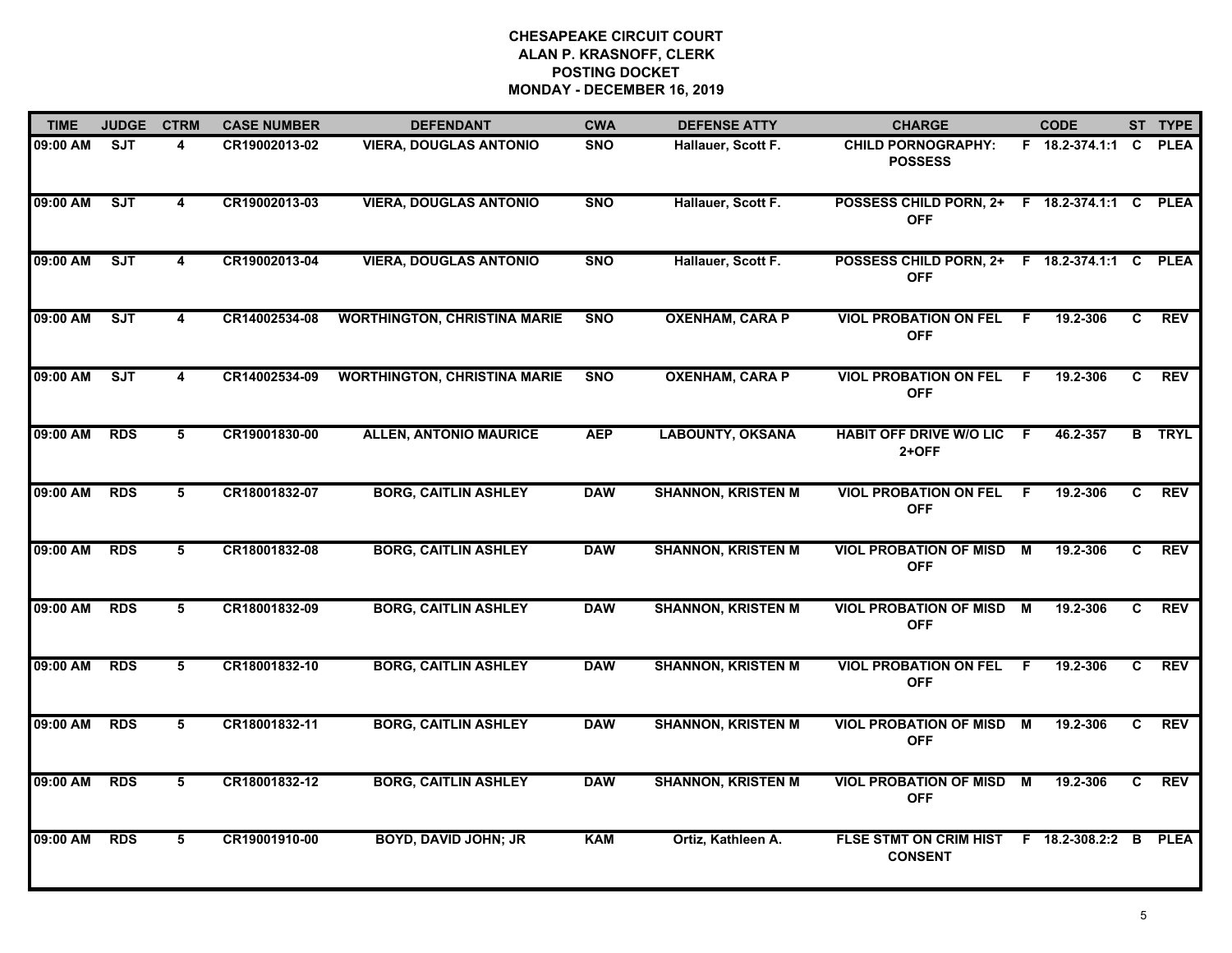# CHESAPEAKE CIRCUIT COURT
## ALAN P. KRASNOFF, CLERK
## POSTING DOCKET
## MONDAY - DECEMBER 16, 2019

| TIME | JUDGE | CTRM | CASE NUMBER | DEFENDANT | CWA | DEFENSE ATTY | CHARGE | | CODE | ST | TYPE |
|---|---|---|---|---|---|---|---|---|---|---|---|
| 09:00 AM | SJT | 4 | CR19002013-02 | VIERA, DOUGLAS ANTONIO | SNO | Hallauer, Scott F. | CHILD PORNOGRAPHY: POSSESS | F | 18.2-374.1:1 | C | PLEA |
| 09:00 AM | SJT | 4 | CR19002013-03 | VIERA, DOUGLAS ANTONIO | SNO | Hallauer, Scott F. | POSSESS CHILD PORN, 2+ OFF | F | 18.2-374.1:1 | C | PLEA |
| 09:00 AM | SJT | 4 | CR19002013-04 | VIERA, DOUGLAS ANTONIO | SNO | Hallauer, Scott F. | POSSESS CHILD PORN, 2+ OFF | F | 18.2-374.1:1 | C | PLEA |
| 09:00 AM | SJT | 4 | CR14002534-08 | WORTHINGTON, CHRISTINA MARIE | SNO | OXENHAM, CARA P | VIOL PROBATION ON FEL OFF | F | 19.2-306 | C | REV |
| 09:00 AM | SJT | 4 | CR14002534-09 | WORTHINGTON, CHRISTINA MARIE | SNO | OXENHAM, CARA P | VIOL PROBATION ON FEL OFF | F | 19.2-306 | C | REV |
| 09:00 AM | RDS | 5 | CR19001830-00 | ALLEN, ANTONIO MAURICE | AEP | LABOUNTY, OKSANA | HABIT OFF DRIVE W/O LIC 2+OFF | F | 46.2-357 | B | TRYL |
| 09:00 AM | RDS | 5 | CR18001832-07 | BORG, CAITLIN ASHLEY | DAW | SHANNON, KRISTEN M | VIOL PROBATION ON FEL OFF | F | 19.2-306 | C | REV |
| 09:00 AM | RDS | 5 | CR18001832-08 | BORG, CAITLIN ASHLEY | DAW | SHANNON, KRISTEN M | VIOL PROBATION OF MISD OFF | M | 19.2-306 | C | REV |
| 09:00 AM | RDS | 5 | CR18001832-09 | BORG, CAITLIN ASHLEY | DAW | SHANNON, KRISTEN M | VIOL PROBATION OF MISD OFF | M | 19.2-306 | C | REV |
| 09:00 AM | RDS | 5 | CR18001832-10 | BORG, CAITLIN ASHLEY | DAW | SHANNON, KRISTEN M | VIOL PROBATION ON FEL OFF | F | 19.2-306 | C | REV |
| 09:00 AM | RDS | 5 | CR18001832-11 | BORG, CAITLIN ASHLEY | DAW | SHANNON, KRISTEN M | VIOL PROBATION OF MISD OFF | M | 19.2-306 | C | REV |
| 09:00 AM | RDS | 5 | CR18001832-12 | BORG, CAITLIN ASHLEY | DAW | SHANNON, KRISTEN M | VIOL PROBATION OF MISD OFF | M | 19.2-306 | C | REV |
| 09:00 AM | RDS | 5 | CR19001910-00 | BOYD, DAVID JOHN; JR | KAM | Ortiz, Kathleen A. | FLSE STMT ON CRIM HIST CONSENT | F | 18.2-308.2:2 | B | PLEA |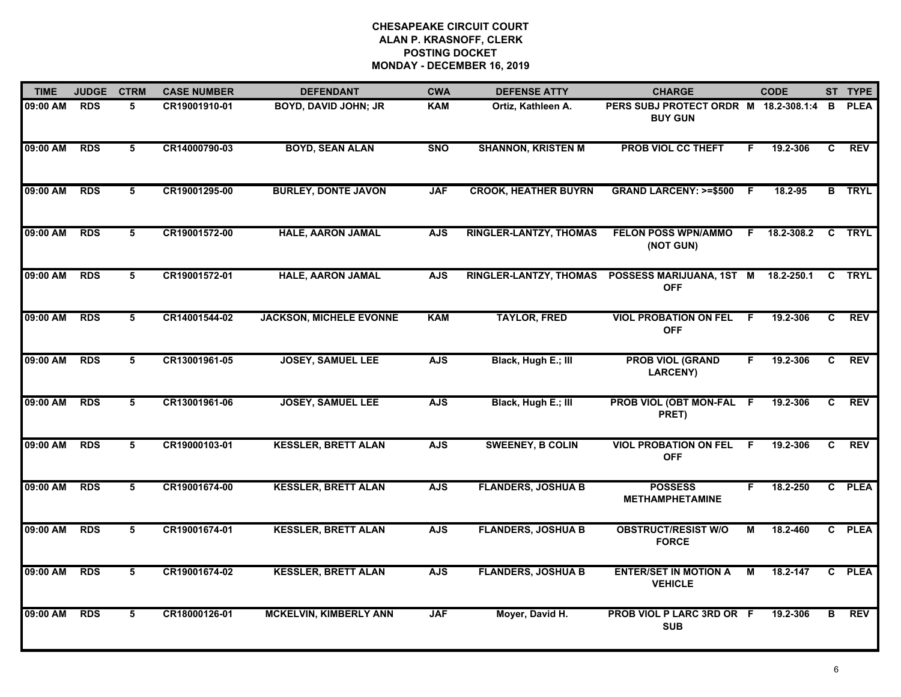**CHESAPEAKE CIRCUIT COURT**
**ALAN P. KRASNOFF, CLERK**
**POSTING DOCKET**
**MONDAY - DECEMBER 16, 2019**

| TIME | JUDGE | CTRM | CASE NUMBER | DEFENDANT | CWA | DEFENSE ATTY | CHARGE | | CODE | ST | TYPE |
|---|---|---|---|---|---|---|---|---|---|---|---|
| 09:00 AM | RDS | 5 | CR19001910-01 | BOYD, DAVID JOHN; JR | KAM | Ortiz, Kathleen A. | PERS SUBJ PROTECT ORDR BUY GUN | M | 18.2-308.1:4 | B | PLEA |
| 09:00 AM | RDS | 5 | CR14000790-03 | BOYD, SEAN ALAN | SNO | SHANNON, KRISTEN M | PROB VIOL CC THEFT | F | 19.2-306 | C | REV |
| 09:00 AM | RDS | 5 | CR19001295-00 | BURLEY, DONTE JAVON | JAF | CROOK, HEATHER BUYRN | GRAND LARCENY: >=$500 | F | 18.2-95 | B | TRYL |
| 09:00 AM | RDS | 5 | CR19001572-00 | HALE, AARON JAMAL | AJS | RINGLER-LANTZY, THOMAS | FELON POSS WPN/AMMO (NOT GUN) | F | 18.2-308.2 | C | TRYL |
| 09:00 AM | RDS | 5 | CR19001572-01 | HALE, AARON JAMAL | AJS | RINGLER-LANTZY, THOMAS | POSSESS MARIJUANA, 1ST OFF | M | 18.2-250.1 | C | TRYL |
| 09:00 AM | RDS | 5 | CR14001544-02 | JACKSON, MICHELE EVONNE | KAM | TAYLOR, FRED | VIOL PROBATION ON FEL OFF | F | 19.2-306 | C | REV |
| 09:00 AM | RDS | 5 | CR13001961-05 | JOSEY, SAMUEL LEE | AJS | Black, Hugh E.; III | PROB VIOL (GRAND LARCENY) | F | 19.2-306 | C | REV |
| 09:00 AM | RDS | 5 | CR13001961-06 | JOSEY, SAMUEL LEE | AJS | Black, Hugh E.; III | PROB VIOL (OBT MON-FAL PRET) | F | 19.2-306 | C | REV |
| 09:00 AM | RDS | 5 | CR19000103-01 | KESSLER, BRETT ALAN | AJS | SWEENEY, B COLIN | VIOL PROBATION ON FEL OFF | F | 19.2-306 | C | REV |
| 09:00 AM | RDS | 5 | CR19001674-00 | KESSLER, BRETT ALAN | AJS | FLANDERS, JOSHUA B | POSSESS METHAMPHETAMINE | F | 18.2-250 | C | PLEA |
| 09:00 AM | RDS | 5 | CR19001674-01 | KESSLER, BRETT ALAN | AJS | FLANDERS, JOSHUA B | OBSTRUCT/RESIST W/O FORCE | M | 18.2-460 | C | PLEA |
| 09:00 AM | RDS | 5 | CR19001674-02 | KESSLER, BRETT ALAN | AJS | FLANDERS, JOSHUA B | ENTER/SET IN MOTION A VEHICLE | M | 18.2-147 | C | PLEA |
| 09:00 AM | RDS | 5 | CR18000126-01 | MCKELVIN, KIMBERLY ANN | JAF | Moyer, David H. | PROB VIOL P LARC 3RD OR SUB | F | 19.2-306 | B | REV |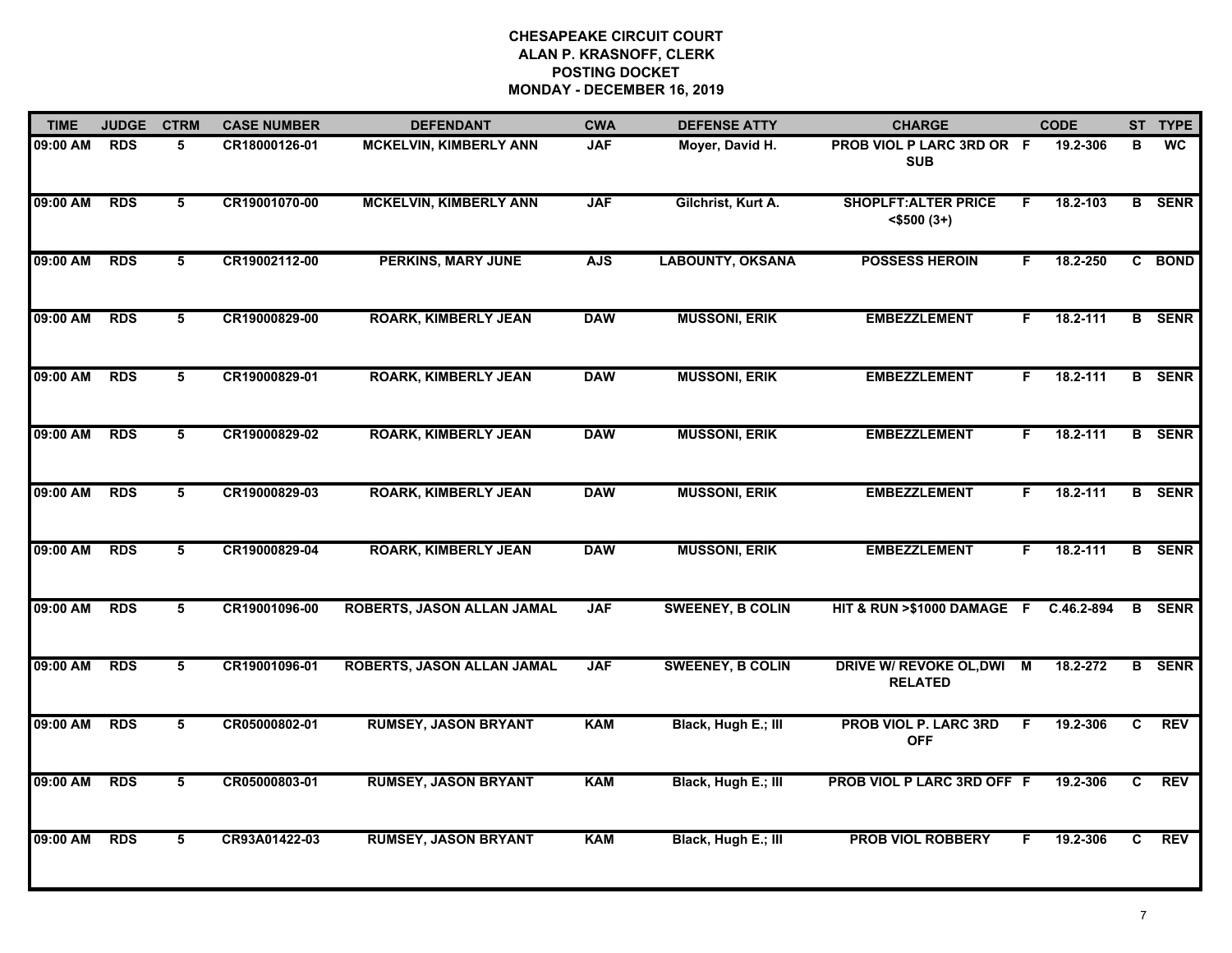**CHESAPEAKE CIRCUIT COURT**
**ALAN P. KRASNOFF, CLERK**
**POSTING DOCKET**
**MONDAY - DECEMBER 16, 2019**

| TIME | JUDGE | CTRM | CASE NUMBER | DEFENDANT | CWA | DEFENSE ATTY | CHARGE | | CODE | ST | TYPE |
|---|---|---|---|---|---|---|---|---|---|---|---|
| 09:00 AM | RDS | 5 | CR18000126-01 | MCKELVIN, KIMBERLY ANN | JAF | Moyer, David H. | PROB VIOL P LARC 3RD OR SUB | F | 19.2-306 | B | WC |
| 09:00 AM | RDS | 5 | CR19001070-00 | MCKELVIN, KIMBERLY ANN | JAF | Gilchrist, Kurt A. | SHOPLFT:ALTER PRICE <$500 (3+) | F | 18.2-103 | B | SENR |
| 09:00 AM | RDS | 5 | CR19002112-00 | PERKINS, MARY JUNE | AJS | LABOUNTY, OKSANA | POSSESS HEROIN | F | 18.2-250 | C | BOND |
| 09:00 AM | RDS | 5 | CR19000829-00 | ROARK, KIMBERLY JEAN | DAW | MUSSONI, ERIK | EMBEZZLEMENT | F | 18.2-111 | B | SENR |
| 09:00 AM | RDS | 5 | CR19000829-01 | ROARK, KIMBERLY JEAN | DAW | MUSSONI, ERIK | EMBEZZLEMENT | F | 18.2-111 | B | SENR |
| 09:00 AM | RDS | 5 | CR19000829-02 | ROARK, KIMBERLY JEAN | DAW | MUSSONI, ERIK | EMBEZZLEMENT | F | 18.2-111 | B | SENR |
| 09:00 AM | RDS | 5 | CR19000829-03 | ROARK, KIMBERLY JEAN | DAW | MUSSONI, ERIK | EMBEZZLEMENT | F | 18.2-111 | B | SENR |
| 09:00 AM | RDS | 5 | CR19000829-04 | ROARK, KIMBERLY JEAN | DAW | MUSSONI, ERIK | EMBEZZLEMENT | F | 18.2-111 | B | SENR |
| 09:00 AM | RDS | 5 | CR19001096-00 | ROBERTS, JASON ALLAN JAMAL | JAF | SWEENEY, B COLIN | HIT & RUN >$1000 DAMAGE | F | C.46.2-894 | B | SENR |
| 09:00 AM | RDS | 5 | CR19001096-01 | ROBERTS, JASON ALLAN JAMAL | JAF | SWEENEY, B COLIN | DRIVE W/ REVOKE OL,DWI RELATED | M | 18.2-272 | B | SENR |
| 09:00 AM | RDS | 5 | CR05000802-01 | RUMSEY, JASON BRYANT | KAM | Black, Hugh E.; III | PROB VIOL P. LARC 3RD OFF | F | 19.2-306 | C | REV |
| 09:00 AM | RDS | 5 | CR05000803-01 | RUMSEY, JASON BRYANT | KAM | Black, Hugh E.; III | PROB VIOL P LARC 3RD OFF | F | 19.2-306 | C | REV |
| 09:00 AM | RDS | 5 | CR93A01422-03 | RUMSEY, JASON BRYANT | KAM | Black, Hugh E.; III | PROB VIOL ROBBERY | F | 19.2-306 | C | REV |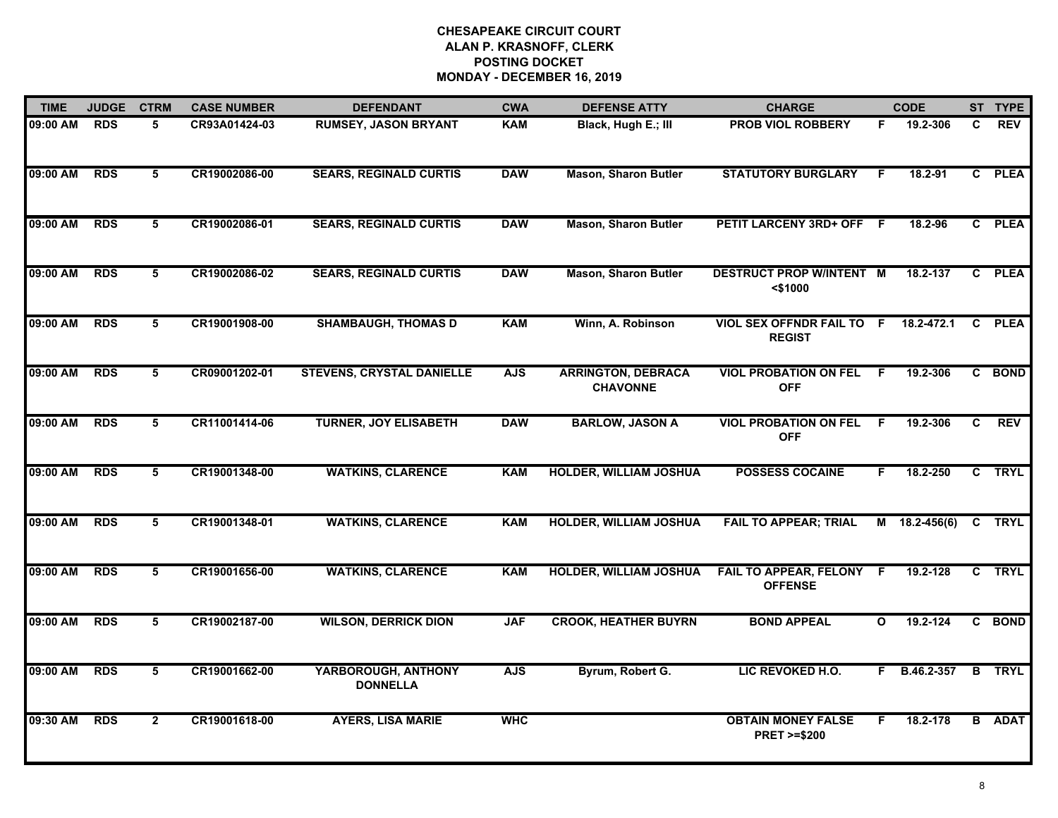**CHESAPEAKE CIRCUIT COURT**
**ALAN P. KRASNOFF, CLERK**
**POSTING DOCKET**
**MONDAY - DECEMBER 16, 2019**

| TIME | JUDGE | CTRM | CASE NUMBER | DEFENDANT | CWA | DEFENSE ATTY | CHARGE | | CODE | ST | TYPE |
|---|---|---|---|---|---|---|---|---|---|---|---|
| 09:00 AM | RDS | 5 | CR93A01424-03 | RUMSEY, JASON BRYANT | KAM | Black, Hugh E.; III | PROB VIOL ROBBERY | F | 19.2-306 | C | REV |
| 09:00 AM | RDS | 5 | CR19002086-00 | SEARS, REGINALD CURTIS | DAW | Mason, Sharon Butler | STATUTORY BURGLARY | F | 18.2-91 | C | PLEA |
| 09:00 AM | RDS | 5 | CR19002086-01 | SEARS, REGINALD CURTIS | DAW | Mason, Sharon Butler | PETIT LARCENY 3RD+ OFF | F | 18.2-96 | C | PLEA |
| 09:00 AM | RDS | 5 | CR19002086-02 | SEARS, REGINALD CURTIS | DAW | Mason, Sharon Butler | DESTRUCT PROP W/INTENT <$1000 | M | 18.2-137 | C | PLEA |
| 09:00 AM | RDS | 5 | CR19001908-00 | SHAMBAUGH, THOMAS D | KAM | Winn, A. Robinson | VIOL SEX OFFNDR FAIL TO REGIST | F | 18.2-472.1 | C | PLEA |
| 09:00 AM | RDS | 5 | CR09001202-01 | STEVENS, CRYSTAL DANIELLE | AJS | ARRINGTON, DEBRACA CHAVONNE | VIOL PROBATION ON FEL OFF | F | 19.2-306 | C | BOND |
| 09:00 AM | RDS | 5 | CR11001414-06 | TURNER, JOY ELISABETH | DAW | BARLOW, JASON A | VIOL PROBATION ON FEL OFF | F | 19.2-306 | C | REV |
| 09:00 AM | RDS | 5 | CR19001348-00 | WATKINS, CLARENCE | KAM | HOLDER, WILLIAM JOSHUA | POSSESS COCAINE | F | 18.2-250 | C | TRYL |
| 09:00 AM | RDS | 5 | CR19001348-01 | WATKINS, CLARENCE | KAM | HOLDER, WILLIAM JOSHUA | FAIL TO APPEAR; TRIAL | M | 18.2-456(6) | C | TRYL |
| 09:00 AM | RDS | 5 | CR19001656-00 | WATKINS, CLARENCE | KAM | HOLDER, WILLIAM JOSHUA | FAIL TO APPEAR, FELONY OFFENSE | F | 19.2-128 | C | TRYL |
| 09:00 AM | RDS | 5 | CR19002187-00 | WILSON, DERRICK DION | JAF | CROOK, HEATHER BUYRN | BOND APPEAL | O | 19.2-124 | C | BOND |
| 09:00 AM | RDS | 5 | CR19001662-00 | YARBOROUGH, ANTHONY DONNELLA | AJS | Byrum, Robert G. | LIC REVOKED H.O. | F | B.46.2-357 | B | TRYL |
| 09:30 AM | RDS | 2 | CR19001618-00 | AYERS, LISA MARIE | WHC | | OBTAIN MONEY FALSE PRET >=$200 | F | 18.2-178 | B | ADAT |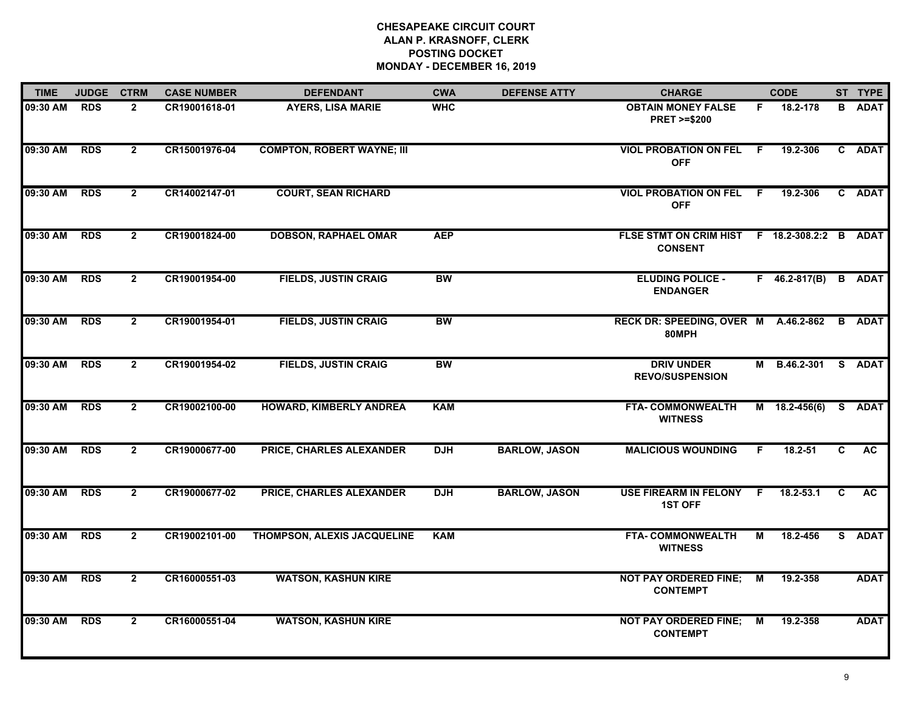# CHESAPEAKE CIRCUIT COURT
## ALAN P. KRASNOFF, CLERK
## POSTING DOCKET
## MONDAY - DECEMBER 16, 2019

| TIME | JUDGE | CTRM | CASE NUMBER | DEFENDANT | CWA | DEFENSE ATTY | CHARGE | | CODE | ST | TYPE |
|---|---|---|---|---|---|---|---|---|---|---|---|
| 09:30 AM | RDS | 2 | CR19001618-01 | AYERS, LISA MARIE | WHC | | OBTAIN MONEY FALSE PRET >=$200 | F | 18.2-178 | B | ADAT |
| 09:30 AM | RDS | 2 | CR15001976-04 | COMPTON, ROBERT WAYNE; III | | | VIOL PROBATION ON FEL OFF | F | 19.2-306 | C | ADAT |
| 09:30 AM | RDS | 2 | CR14002147-01 | COURT, SEAN RICHARD | | | VIOL PROBATION ON FEL OFF | F | 19.2-306 | C | ADAT |
| 09:30 AM | RDS | 2 | CR19001824-00 | DOBSON, RAPHAEL OMAR | AEP | | FLSE STMT ON CRIM HIST CONSENT | F | 18.2-308.2:2 | B | ADAT |
| 09:30 AM | RDS | 2 | CR19001954-00 | FIELDS, JUSTIN CRAIG | BW | | ELUDING POLICE - ENDANGER | F | 46.2-817(B) | B | ADAT |
| 09:30 AM | RDS | 2 | CR19001954-01 | FIELDS, JUSTIN CRAIG | BW | | RECK DR: SPEEDING, OVER 80MPH | M | A.46.2-862 | B | ADAT |
| 09:30 AM | RDS | 2 | CR19001954-02 | FIELDS, JUSTIN CRAIG | BW | | DRIV UNDER REVO/SUSPENSION | M | B.46.2-301 | S | ADAT |
| 09:30 AM | RDS | 2 | CR19002100-00 | HOWARD, KIMBERLY ANDREA | KAM | | FTA- COMMONWEALTH WITNESS | M | 18.2-456(6) | S | ADAT |
| 09:30 AM | RDS | 2 | CR19000677-00 | PRICE, CHARLES ALEXANDER | DJH | BARLOW, JASON | MALICIOUS WOUNDING | F | 18.2-51 | C | AC |
| 09:30 AM | RDS | 2 | CR19000677-02 | PRICE, CHARLES ALEXANDER | DJH | BARLOW, JASON | USE FIREARM IN FELONY 1ST OFF | F | 18.2-53.1 | C | AC |
| 09:30 AM | RDS | 2 | CR19002101-00 | THOMPSON, ALEXIS JACQUELINE | KAM | | FTA- COMMONWEALTH WITNESS | M | 18.2-456 | S | ADAT |
| 09:30 AM | RDS | 2 | CR16000551-03 | WATSON, KASHUN KIRE | | | NOT PAY ORDERED FINE; CONTEMPT | M | 19.2-358 | | ADAT |
| 09:30 AM | RDS | 2 | CR16000551-04 | WATSON, KASHUN KIRE | | | NOT PAY ORDERED FINE; CONTEMPT | M | 19.2-358 | | ADAT |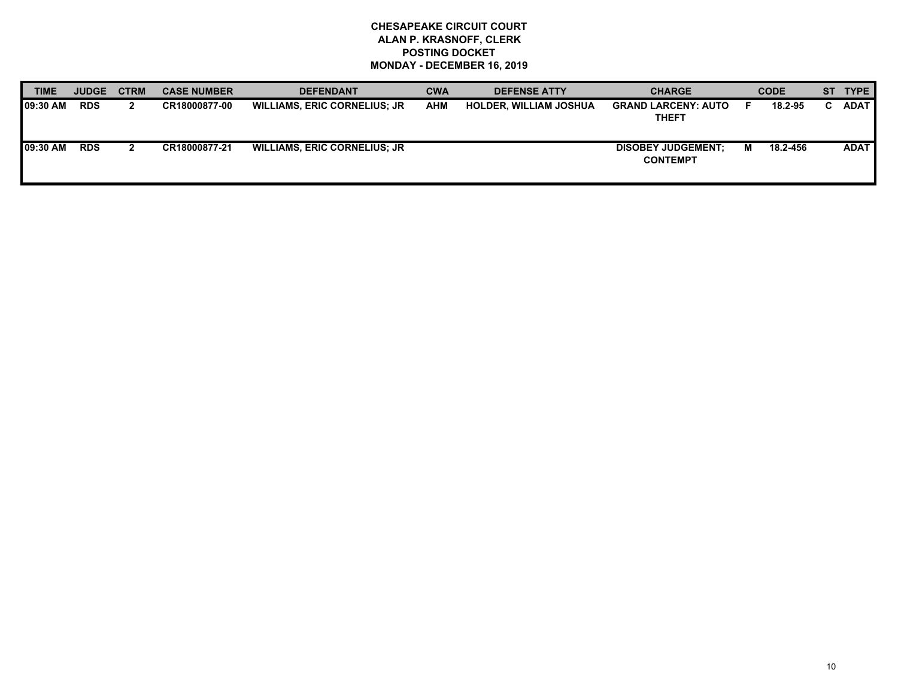**CHESAPEAKE CIRCUIT COURT**
**ALAN P. KRASNOFF, CLERK**
**POSTING DOCKET**
**MONDAY - DECEMBER 16, 2019**

| TIME | JUDGE | CTRM | CASE NUMBER | DEFENDANT | CWA | DEFENSE ATTY | CHARGE | | CODE | ST | TYPE |
|---|---|---|---|---|---|---|---|---|---|---|---|
| 09:30 AM | RDS | 2 | CR18000877-00 | WILLIAMS, ERIC CORNELIUS; JR | AHM | HOLDER, WILLIAM JOSHUA | GRAND LARCENY: AUTO THEFT | F | 18.2-95 | C | ADAT |
| 09:30 AM | RDS | 2 | CR18000877-21 | WILLIAMS, ERIC CORNELIUS; JR | | | DISOBEY JUDGEMENT; CONTEMPT | M | 18.2-456 | | ADAT |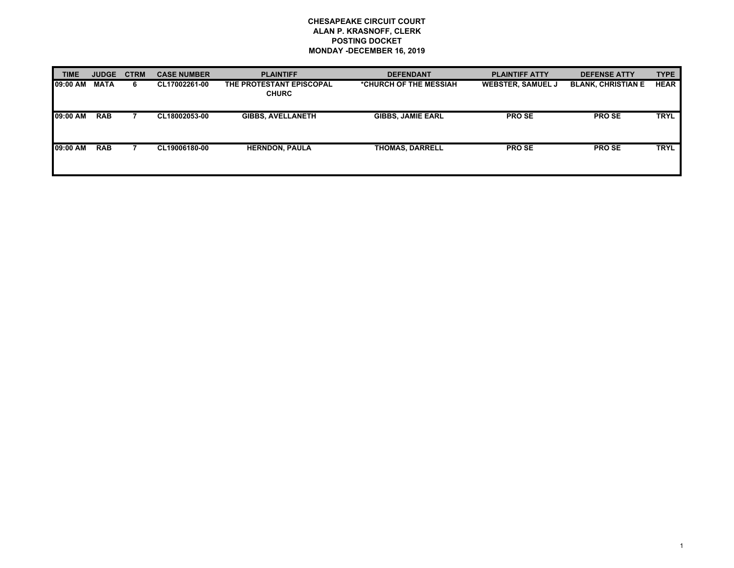**CHESAPEAKE CIRCUIT COURT**
**ALAN P. KRASNOFF, CLERK**
**POSTING DOCKET**
**MONDAY -DECEMBER 16, 2019**

| TIME | JUDGE | CTRM | CASE NUMBER | PLAINTIFF | DEFENDANT | PLAINTIFF ATTY | DEFENSE ATTY | TYPE |
|---|---|---|---|---|---|---|---|---|
| 09:00 AM | MATA | 6 | CL17002261-00 | THE PROTESTANT EPISCOPAL CHURC | *CHURCH OF THE MESSIAH | WEBSTER, SAMUEL J | BLANK, CHRISTIAN E | HEAR |
| 09:00 AM | RAB | 7 | CL18002053-00 | GIBBS, AVELLANETH | GIBBS, JAMIE EARL | PRO SE | PRO SE | TRYL |
| 09:00 AM | RAB | 7 | CL19006180-00 | HERNDON, PAULA | THOMAS, DARRELL | PRO SE | PRO SE | TRYL |